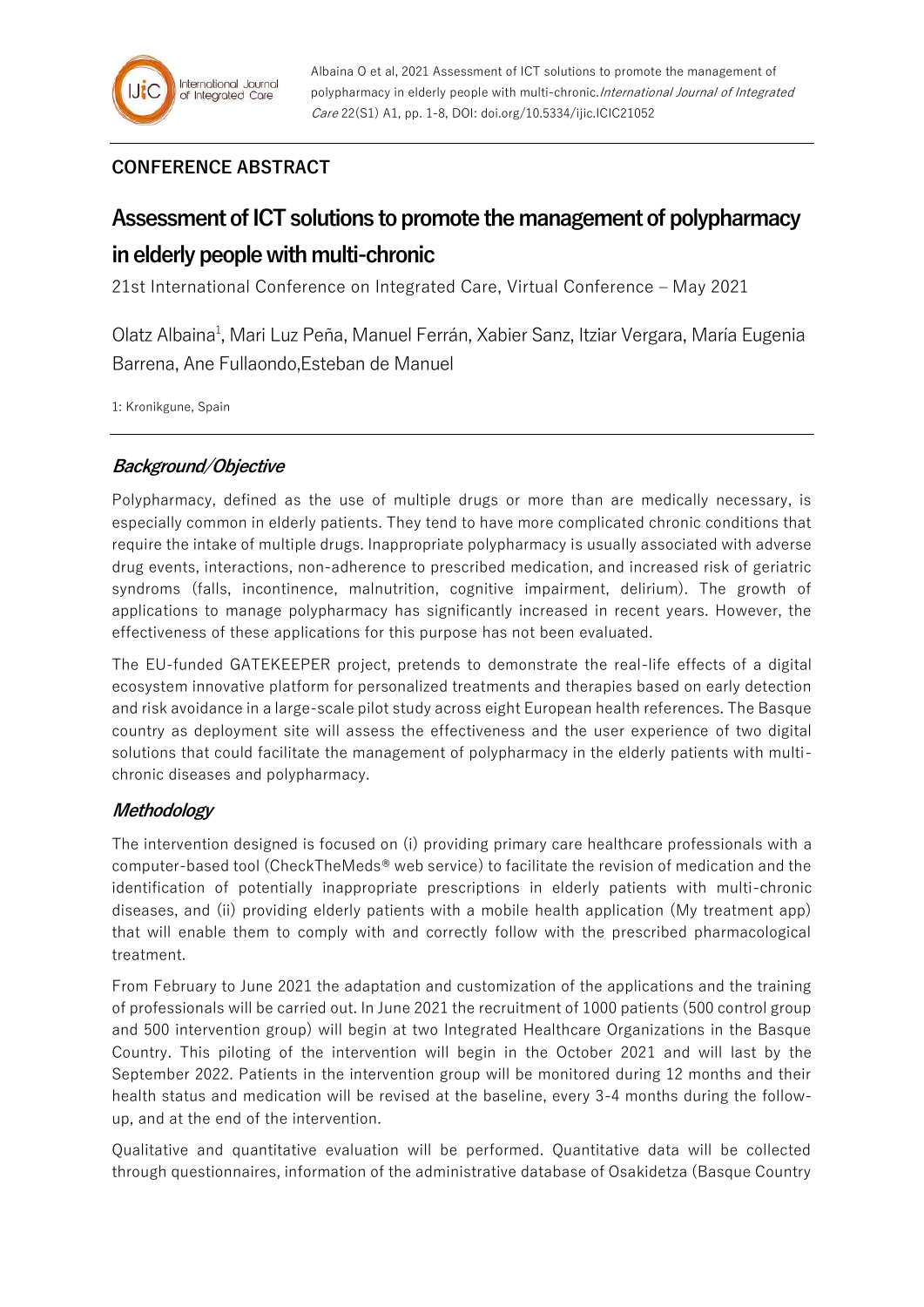## CONFERENCE ABSTRACT

# Assessment of ICT solutions to promote the management of polypharmacy in elderly people with multi-chronic

21st International Conference on Integrated Care, Virtual Conference – May 2021

Olatz Albaina[1], Mari Luz Peña, Manuel Ferrán, Xabier Sanz, Itziar Vergara, María Eugenia Barrena, Ane Fullaondo,Esteban de Manuel

1: Kronikgune, Spain

### *Background/Objective*

Polypharmacy, defined as the use of multiple drugs or more than are medically necessary, is especially common in elderly patients. They tend to have more complicated chronic conditions that require the intake of multiple drugs. Inappropriate polypharmacy is usually associated with adverse drug events, interactions, non-adherence to prescribed medication, and increased risk of geriatric syndroms (falls, incontinence, malnutrition, cognitive impairment, delirium). The growth of applications to manage polypharmacy has significantly increased in recent years. However, the effectiveness of these applications for this purpose has not been evaluated.

The EU-funded GATEKEEPER project, pretends to demonstrate the real-life effects of a digital ecosystem innovative platform for personalized treatments and therapies based on early detection and risk avoidance in a large-scale pilot study across eight European health references. The Basque country as deployment site will assess the effectiveness and the user experience of two digital solutions that could facilitate the management of polypharmacy in the elderly patients with multi-chronic diseases and polypharmacy.

### *Methodology*

The intervention designed is focused on (i) providing primary care healthcare professionals with a computer-based tool (CheckTheMeds® web service) to facilitate the revision of medication and the identification of potentially inappropriate prescriptions in elderly patients with multi-chronic diseases, and (ii) providing elderly patients with a mobile health application (My treatment app) that will enable them to comply with and correctly follow with the prescribed pharmacological treatment.

From February to June 2021 the adaptation and customization of the applications and the training of professionals will be carried out. In June 2021 the recruitment of 1000 patients (500 control group and 500 intervention group) will begin at two Integrated Healthcare Organizations in the Basque Country. This piloting of the intervention will begin in the October 2021 and will last by the September 2022. Patients in the intervention group will be monitored during 12 months and their health status and medication will be revised at the baseline, every 3-4 months during the follow-up, and at the end of the intervention.

Qualitative and quantitative evaluation will be performed. Quantitative data will be collected through questionnaires, information of the administrative database of Osakidetza (Basque Country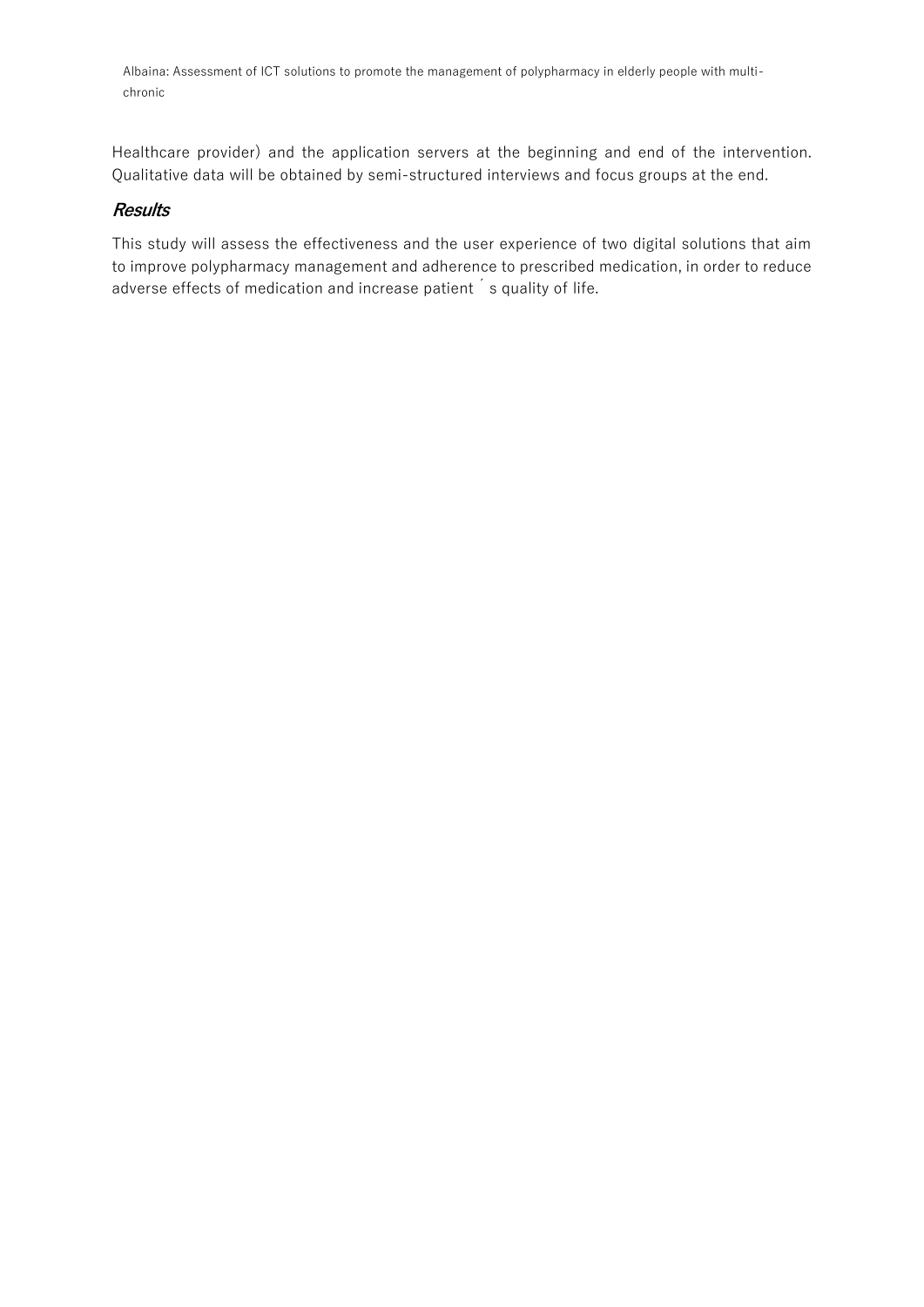Healthcare provider) and the application servers at the beginning and end of the intervention. Qualitative data will be obtained by semi-structured interviews and focus groups at the end.

### *Results*

This study will assess the effectiveness and the user experience of two digital solutions that aim to improve polypharmacy management and adherence to prescribed medication, in order to reduce adverse effects of medication and increase patient ´ s quality of life.